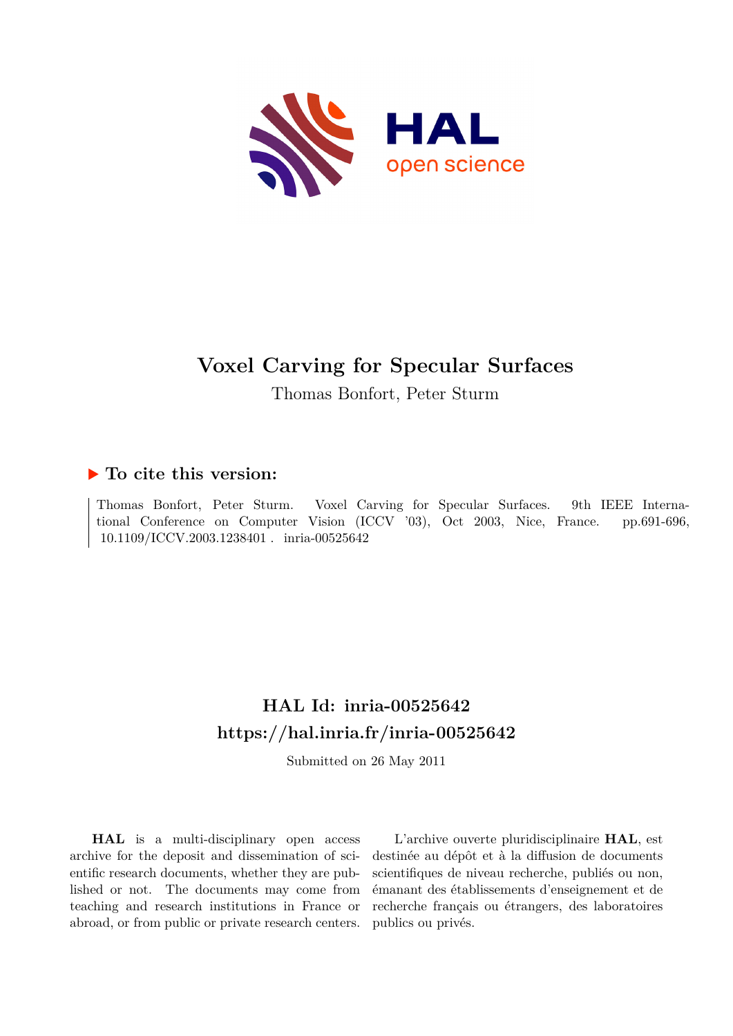# Voxel Carving for Specular Surfaces

Thomas Bonfort, Peter Sturm

## ▶ To cite this version:

Thomas Bonfort, Peter Sturm. Voxel Carving for Specular Surfaces. 9th IEEE International Conference on Computer Vision (ICCV '03), Oct 2003, Nice, France. pp.691-696, 10.1109/ICCV.2003.1238401. inria-00525642

## HAL Id: inria-00525642
## https://hal.inria.fr/inria-00525642

Submitted on 26 May 2011

**HAL** is a multi-disciplinary open access archive for the deposit and dissemination of scientific research documents, whether they are published or not. The documents may come from teaching and research institutions in France or abroad, or from public or private research centers.

L'archive ouverte pluridisciplinaire **HAL**, est destinée au dépôt et à la diffusion de documents scientifiques de niveau recherche, publiés ou non, émanant des établissements d'enseignement et de recherche français ou étrangers, des laboratoires publics ou privés.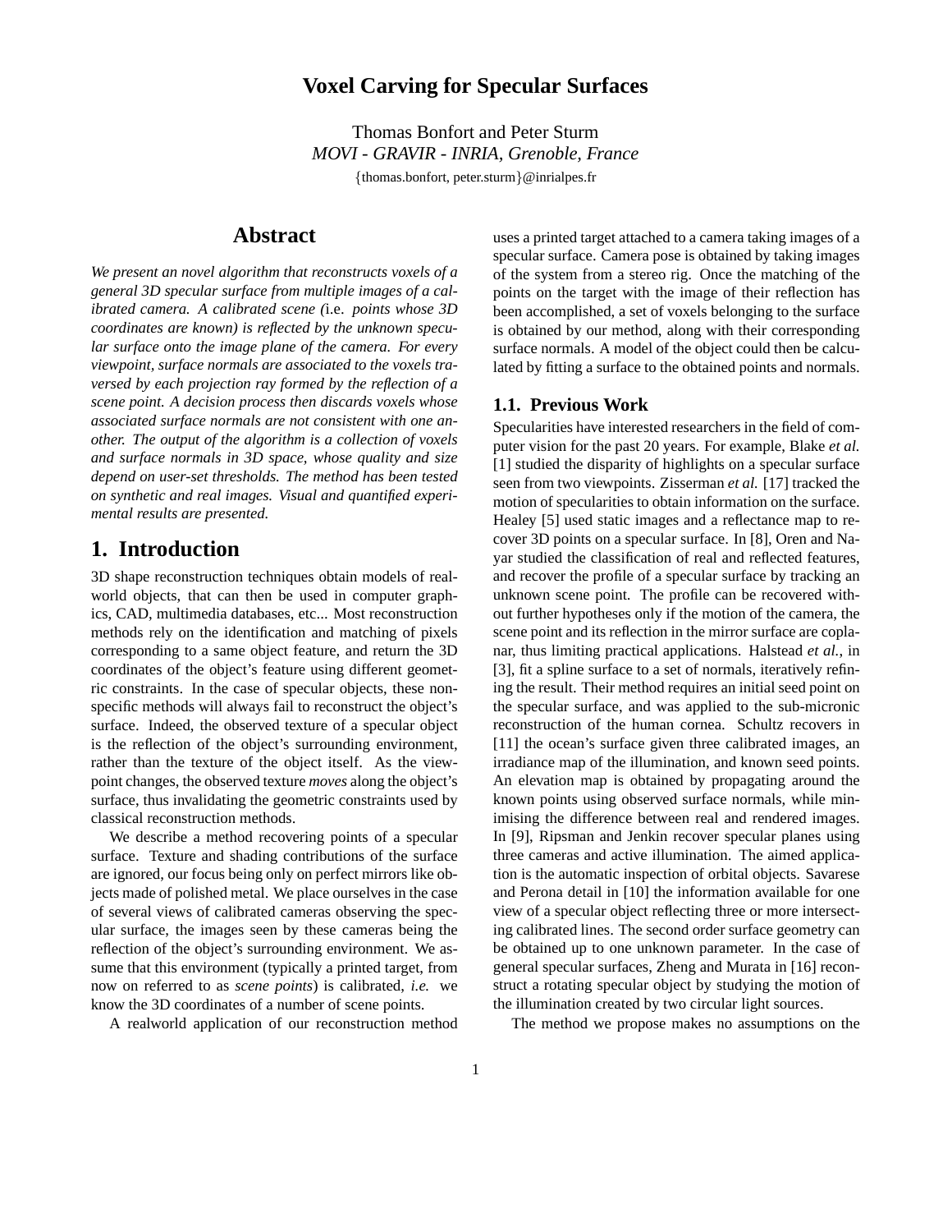# Voxel Carving for Specular Surfaces

Thomas Bonfort and Peter Sturm
*MOVI - GRAVIR - INRIA, Grenoble, France*
{thomas.bonfort, peter.sturm}@inrialpes.fr

## Abstract

*We present an novel algorithm that reconstructs voxels of a general 3D specular surface from multiple images of a calibrated camera. A calibrated scene (*i.e.* points whose 3D coordinates are known) is reflected by the unknown specular surface onto the image plane of the camera. For every viewpoint, surface normals are associated to the voxels traversed by each projection ray formed by the reflection of a scene point. A decision process then discards voxels whose associated surface normals are not consistent with one another. The output of the algorithm is a collection of voxels and surface normals in 3D space, whose quality and size depend on user-set thresholds. The method has been tested on synthetic and real images. Visual and quantified experimental results are presented.*

## 1. Introduction

3D shape reconstruction techniques obtain models of real-world objects, that can then be used in computer graphics, CAD, multimedia databases, etc... Most reconstruction methods rely on the identification and matching of pixels corresponding to a same object feature, and return the 3D coordinates of the object's feature using different geometric constraints. In the case of specular objects, these non-specific methods will always fail to reconstruct the object's surface. Indeed, the observed texture of a specular object is the reflection of the object's surrounding environment, rather than the texture of the object itself. As the viewpoint changes, the observed texture *moves* along the object's surface, thus invalidating the geometric constraints used by classical reconstruction methods.

We describe a method recovering points of a specular surface. Texture and shading contributions of the surface are ignored, our focus being only on perfect mirrors like objects made of polished metal. We place ourselves in the case of several views of calibrated cameras observing the specular surface, the images seen by these cameras being the reflection of the object's surrounding environment. We assume that this environment (typically a printed target, from now on referred to as *scene points*) is calibrated, *i.e.* we know the 3D coordinates of a number of scene points.

A realworld application of our reconstruction method uses a printed target attached to a camera taking images of a specular surface. Camera pose is obtained by taking images of the system from a stereo rig. Once the matching of the points on the target with the image of their reflection has been accomplished, a set of voxels belonging to the surface is obtained by our method, along with their corresponding surface normals. A model of the object could then be calculated by fitting a surface to the obtained points and normals.

### 1.1. Previous Work

Specularities have interested researchers in the field of computer vision for the past 20 years. For example, Blake *et al.* [1] studied the disparity of highlights on a specular surface seen from two viewpoints. Zisserman *et al.* [17] tracked the motion of specularities to obtain information on the surface. Healey [5] used static images and a reflectance map to recover 3D points on a specular surface. In [8], Oren and Nayar studied the classification of real and reflected features, and recover the profile of a specular surface by tracking an unknown scene point. The profile can be recovered without further hypotheses only if the motion of the camera, the scene point and its reflection in the mirror surface are coplanar, thus limiting practical applications. Halstead *et al.*, in [3], fit a spline surface to a set of normals, iteratively refining the result. Their method requires an initial seed point on the specular surface, and was applied to the sub-micronic reconstruction of the human cornea. Schultz recovers in [11] the ocean's surface given three calibrated images, an irradiance map of the illumination, and known seed points. An elevation map is obtained by propagating around the known points using observed surface normals, while minimising the difference between real and rendered images. In [9], Ripsman and Jenkin recover specular planes using three cameras and active illumination. The aimed application is the automatic inspection of orbital objects. Savarese and Perona detail in [10] the information available for one view of a specular object reflecting three or more intersecting calibrated lines. The second order surface geometry can be obtained up to one unknown parameter. In the case of general specular surfaces, Zheng and Murata in [16] reconstruct a rotating specular object by studying the motion of the illumination created by two circular light sources.

The method we propose makes no assumptions on the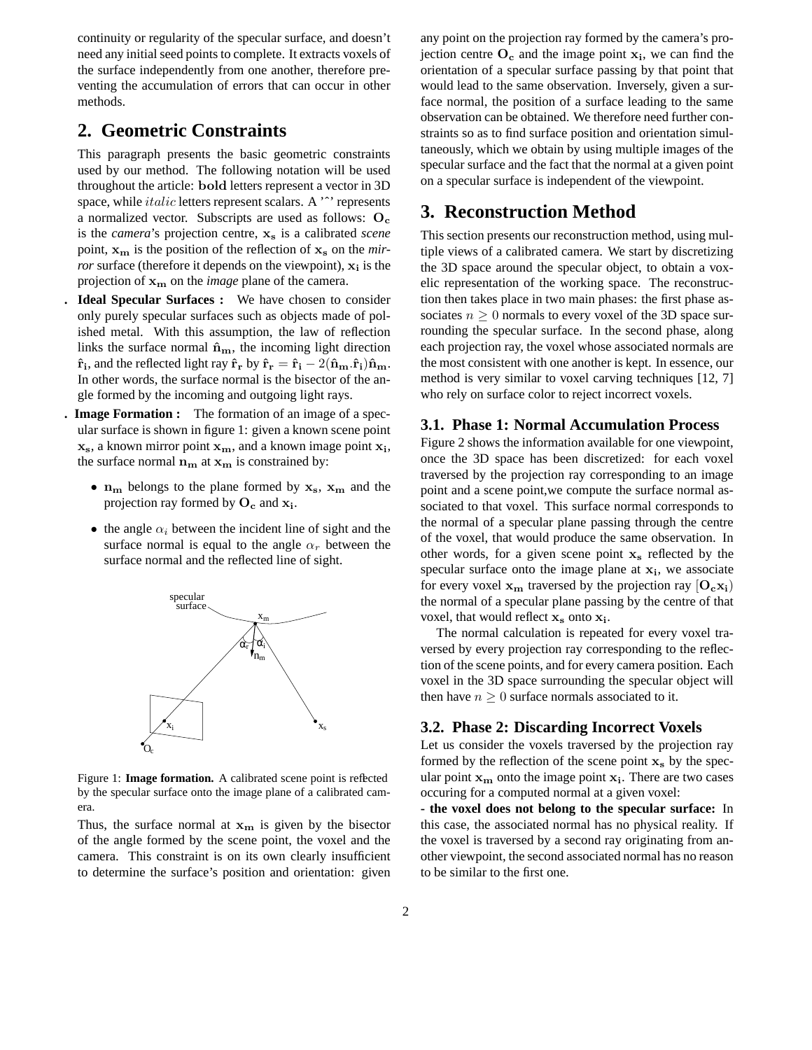continuity or regularity of the specular surface, and doesn't need any initial seed points to complete. It extracts voxels of the surface independently from one another, therefore preventing the accumulation of errors that can occur in other methods.

## 2. Geometric Constraints

This paragraph presents the basic geometric constraints used by our method. The following notation will be used throughout the article: **bold** letters represent a vector in 3D space, while *italic* letters represent scalars. A 'ˆ' represents a normalized vector. Subscripts are used as follows: $\mathbf{O_c}$ is the *camera*'s projection centre, $\mathbf{x_s}$ is a calibrated *scene* point, $\mathbf{x_m}$ is the position of the reflection of $\mathbf{x_s}$ on the *mirror* surface (therefore it depends on the viewpoint), $\mathbf{x_i}$ is the projection of $\mathbf{x_m}$ on the *image* plane of the camera.

- **Ideal Specular Surfaces :** We have chosen to consider only purely specular surfaces such as objects made of polished metal. With this assumption, the law of reflection links the surface normal $\hat{\mathbf{n}}_\mathbf{m}$, the incoming light direction $\hat{\mathbf{r}}_\mathbf{i}$, and the reflected light ray $\hat{\mathbf{r}}_\mathbf{r}$ by $\hat{\mathbf{r}}_\mathbf{r} = \hat{\mathbf{r}}_\mathbf{i} - 2(\hat{\mathbf{n}}_\mathbf{m}.\hat{\mathbf{r}}_\mathbf{i})\hat{\mathbf{n}}_\mathbf{m}$. In other words, the surface normal is the bisector of the angle formed by the incoming and outgoing light rays.
- **Image Formation :** The formation of an image of a specular surface is shown in figure 1: given a known scene point $\mathbf{x_s}$, a known mirror point $\mathbf{x_m}$, and a known image point $\mathbf{x_i}$, the surface normal $\mathbf{n_m}$ at $\mathbf{x_m}$ is constrained by:
  - $\mathbf{n_m}$ belongs to the plane formed by $\mathbf{x_s}$, $\mathbf{x_m}$ and the projection ray formed by $\mathbf{O_c}$ and $\mathbf{x_i}$.
  - the angle $\alpha_i$ between the incident line of sight and the surface normal is equal to the angle $\alpha_r$ between the surface normal and the reflected line of sight.

Figure 1: **Image formation.** A calibrated scene point is reflected by the specular surface onto the image plane of a calibrated camera.

Thus, the surface normal at $\mathbf{x_m}$ is given by the bisector of the angle formed by the scene point, the voxel and the camera. This constraint is on its own clearly insufficient to determine the surface's position and orientation: given any point on the projection ray formed by the camera's projection centre $\mathbf{O_c}$ and the image point $\mathbf{x_i}$, we can find the orientation of a specular surface passing by that point that would lead to the same observation. Inversely, given a surface normal, the position of a surface leading to the same observation can be obtained. We therefore need further constraints so as to find surface position and orientation simultaneously, which we obtain by using multiple images of the specular surface and the fact that the normal at a given point on a specular surface is independent of the viewpoint.

## 3. Reconstruction Method

This section presents our reconstruction method, using multiple views of a calibrated camera. We start by discretizing the 3D space around the specular object, to obtain a voxelic representation of the working space. The reconstruction then takes place in two main phases: the first phase associates $n \geq 0$ normals to every voxel of the 3D space surrounding the specular surface. In the second phase, along each projection ray, the voxel whose associated normals are the most consistent with one another is kept. In essence, our method is very similar to voxel carving techniques [12, 7] who rely on surface color to reject incorrect voxels.

### 3.1. Phase 1: Normal Accumulation Process

Figure 2 shows the information available for one viewpoint, once the 3D space has been discretized: for each voxel traversed by the projection ray corresponding to an image point and a scene point,we compute the surface normal associated to that voxel. This surface normal corresponds to the normal of a specular plane passing through the centre of the voxel, that would produce the same observation. In other words, for a given scene point $\mathbf{x_s}$ reflected by the specular surface onto the image plane at $\mathbf{x_i}$, we associate for every voxel $\mathbf{x_m}$ traversed by the projection ray $[\mathbf{O_c x_i})$ the normal of a specular plane passing by the centre of that voxel, that would reflect $\mathbf{x_s}$ onto $\mathbf{x_i}$.

The normal calculation is repeated for every voxel traversed by every projection ray corresponding to the reflection of the scene points, and for every camera position. Each voxel in the 3D space surrounding the specular object will then have $n \geq 0$ surface normals associated to it.

### 3.2. Phase 2: Discarding Incorrect Voxels

Let us consider the voxels traversed by the projection ray formed by the reflection of the scene point $\mathbf{x_s}$ by the specular point $\mathbf{x_m}$ onto the image point $\mathbf{x_i}$. There are two cases occuring for a computed normal at a given voxel:

**- the voxel does not belong to the specular surface:** In this case, the associated normal has no physical reality. If the voxel is traversed by a second ray originating from another viewpoint, the second associated normal has no reason to be similar to the first one.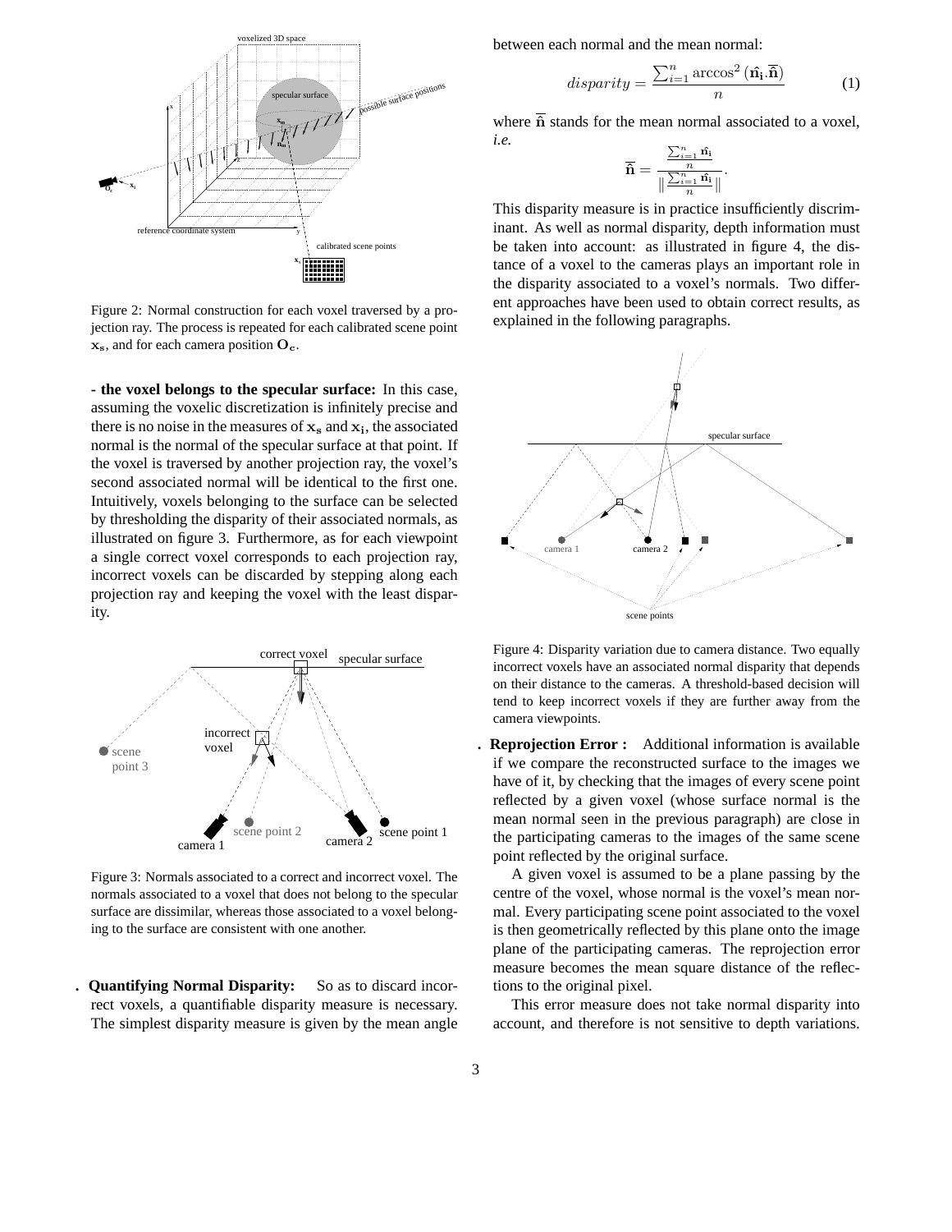Figure 2: Normal construction for each voxel traversed by a projection ray. The process is repeated for each calibrated scene point $\mathbf{x_s}$, and for each camera position $\mathbf{O_c}$.

**- the voxel belongs to the specular surface:** In this case, assuming the voxelic discretization is infinitely precise and there is no noise in the measures of $\mathbf{x_s}$ and $\mathbf{x_i}$, the associated normal is the normal of the specular surface at that point. If the voxel is traversed by another projection ray, the voxel's second associated normal will be identical to the first one. Intuitively, voxels belonging to the surface can be selected by thresholding the disparity of their associated normals, as illustrated on figure 3. Furthermore, as for each viewpoint a single correct voxel corresponds to each projection ray, incorrect voxels can be discarded by stepping along each projection ray and keeping the voxel with the least disparity.

Figure 3: Normals associated to a correct and incorrect voxel. The normals associated to a voxel that does not belong to the specular surface are dissimilar, whereas those associated to a voxel belonging to the surface are consistent with one another.

**. Quantifying Normal Disparity:** So as to discard incorrect voxels, a quantifiable disparity measure is necessary. The simplest disparity measure is given by the mean angle between each normal and the mean normal:

$$disparity = \frac{\sum_{i=1}^{n} \arccos^2 (\mathbf{\hat{n}_i}.\overline{\mathbf{\hat{n}}})}{n} \qquad (1)$$

where $\overline{\mathbf{\hat{n}}}$ stands for the mean normal associated to a voxel, *i.e.*

$$\overline{\mathbf{\hat{n}}} = \frac{\frac{\sum_{i=1}^{n} \mathbf{\hat{n}_i}}{n}}{\left\| \frac{\sum_{i=1}^{n} \mathbf{\hat{n}_i}}{n} \right\|}.$$

This disparity measure is in practice insufficiently discriminant. As well as normal disparity, depth information must be taken into account: as illustrated in figure 4, the distance of a voxel to the cameras plays an important role in the disparity associated to a voxel's normals. Two different approaches have been used to obtain correct results, as explained in the following paragraphs.

Figure 4: Disparity variation due to camera distance. Two equally incorrect voxels have an associated normal disparity that depends on their distance to the cameras. A threshold-based decision will tend to keep incorrect voxels if they are further away from the camera viewpoints.

**. Reprojection Error :** Additional information is available if we compare the reconstructed surface to the images we have of it, by checking that the images of every scene point reflected by a given voxel (whose surface normal is the mean normal seen in the previous paragraph) are close in the participating cameras to the images of the same scene point reflected by the original surface.

A given voxel is assumed to be a plane passing by the centre of the voxel, whose normal is the voxel's mean normal. Every participating scene point associated to the voxel is then geometrically reflected by this plane onto the image plane of the participating cameras. The reprojection error measure becomes the mean square distance of the reflections to the original pixel.

This error measure does not take normal disparity into account, and therefore is not sensitive to depth variations.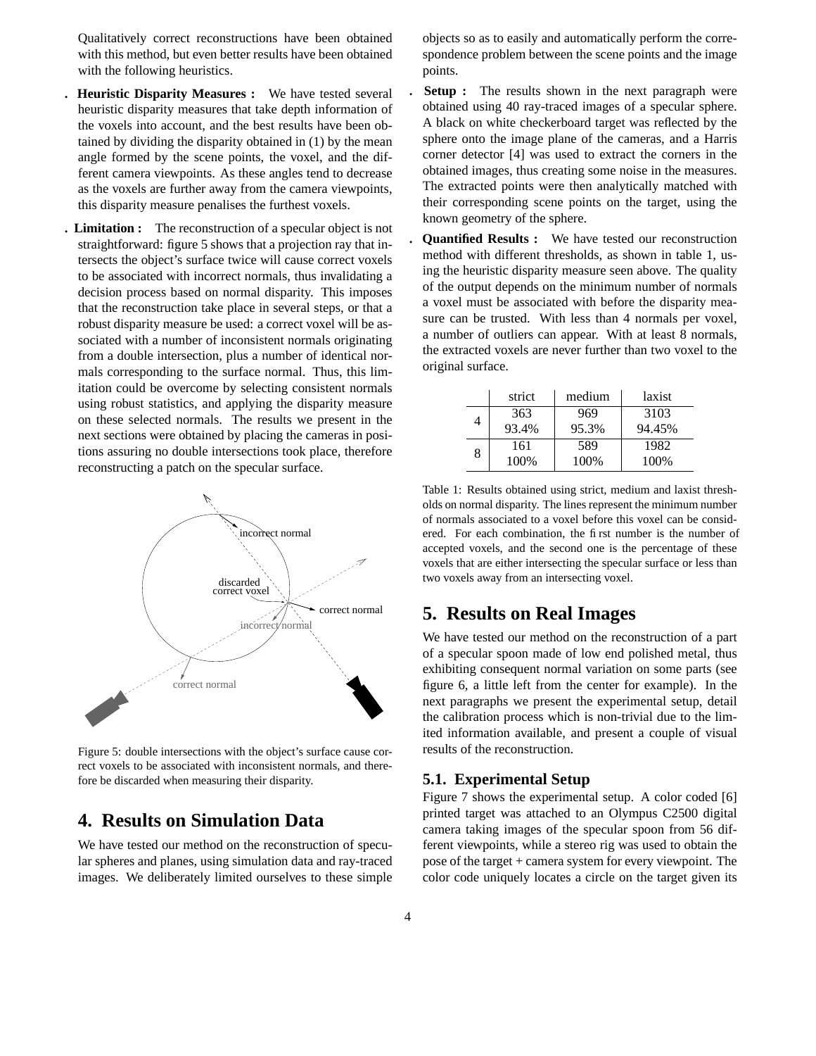Qualitatively correct reconstructions have been obtained with this method, but even better results have been obtained with the following heuristics.

- **Heuristic Disparity Measures :** We have tested several heuristic disparity measures that take depth information of the voxels into account, and the best results have been obtained by dividing the disparity obtained in (1) by the mean angle formed by the scene points, the voxel, and the different camera viewpoints. As these angles tend to decrease as the voxels are further away from the camera viewpoints, this disparity measure penalises the furthest voxels.
- **Limitation :** The reconstruction of a specular object is not straightforward: figure 5 shows that a projection ray that intersects the object's surface twice will cause correct voxels to be associated with incorrect normals, thus invalidating a decision process based on normal disparity. This imposes that the reconstruction take place in several steps, or that a robust disparity measure be used: a correct voxel will be associated with a number of inconsistent normals originating from a double intersection, plus a number of identical normals corresponding to the surface normal. Thus, this limitation could be overcome by selecting consistent normals using robust statistics, and applying the disparity measure on these selected normals. The results we present in the next sections were obtained by placing the cameras in positions assuring no double intersections took place, therefore reconstructing a patch on the specular surface.

Figure 5: double intersections with the object's surface cause correct voxels to be associated with inconsistent normals, and therefore be discarded when measuring their disparity.

## 4. Results on Simulation Data

We have tested our method on the reconstruction of specular spheres and planes, using simulation data and ray-traced images. We deliberately limited ourselves to these simple objects so as to easily and automatically perform the correspondence problem between the scene points and the image points.

- **Setup :** The results shown in the next paragraph were obtained using 40 ray-traced images of a specular sphere. A black on white checkerboard target was reflected by the sphere onto the image plane of the cameras, and a Harris corner detector [4] was used to extract the corners in the obtained images, thus creating some noise in the measures. The extracted points were then analytically matched with their corresponding scene points on the target, using the known geometry of the sphere.
- **Quantified Results :** We have tested our reconstruction method with different thresholds, as shown in table 1, using the heuristic disparity measure seen above. The quality of the output depends on the minimum number of normals a voxel must be associated with before the disparity measure can be trusted. With less than 4 normals per voxel, a number of outliers can appear. With at least 8 normals, the extracted voxels are never further than two voxel to the original surface.

| | strict | medium | laxist |
|---|---|---|---|
| 4 | 363<br>93.4% | 969<br>95.3% | 3103<br>94.45% |
| 8 | 161<br>100% | 589<br>100% | 1982<br>100% |

Table 1: Results obtained using strict, medium and laxist thresholds on normal disparity. The lines represent the minimum number of normals associated to a voxel before this voxel can be considered. For each combination, the first number is the number of accepted voxels, and the second one is the percentage of these voxels that are either intersecting the specular surface or less than two voxels away from an intersecting voxel.

## 5. Results on Real Images

We have tested our method on the reconstruction of a part of a specular spoon made of low end polished metal, thus exhibiting consequent normal variation on some parts (see figure 6, a little left from the center for example). In the next paragraphs we present the experimental setup, detail the calibration process which is non-trivial due to the limited information available, and present a couple of visual results of the reconstruction.

### 5.1. Experimental Setup

Figure 7 shows the experimental setup. A color coded [6] printed target was attached to an Olympus C2500 digital camera taking images of the specular spoon from 56 different viewpoints, while a stereo rig was used to obtain the pose of the target + camera system for every viewpoint. The color code uniquely locates a circle on the target given its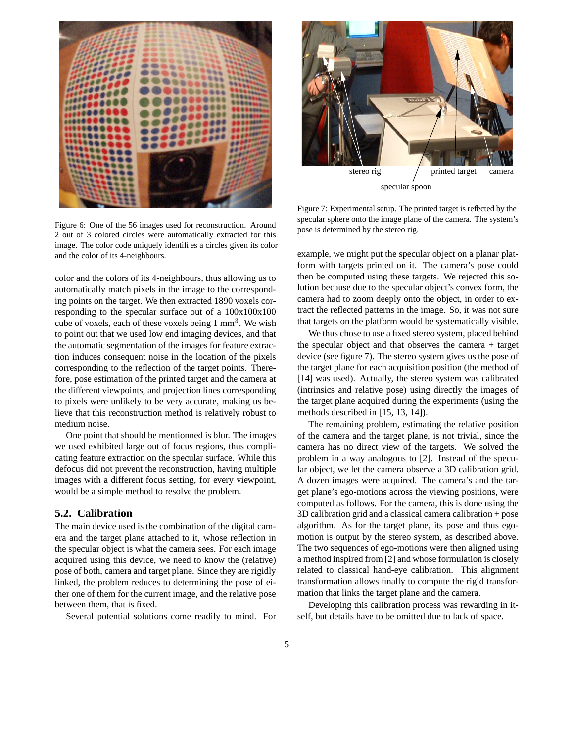Figure 6: One of the 56 images used for reconstruction. Around 2 out of 3 colored circles were automatically extracted for this image. The color code uniquely identifies a circles given its color and the color of its 4-neighbours.

color and the colors of its 4-neighbours, thus allowing us to automatically match pixels in the image to the corresponding points on the target. We then extracted 1890 voxels corresponding to the specular surface out of a 100x100x100 cube of voxels, each of these voxels being 1 mm$^3$. We wish to point out that we used low end imaging devices, and that the automatic segmentation of the images for feature extraction induces consequent noise in the location of the pixels corresponding to the reflection of the target points. Therefore, pose estimation of the printed target and the camera at the different viewpoints, and projection lines corresponding to pixels were unlikely to be very accurate, making us believe that this reconstruction method is relatively robust to medium noise.

One point that should be mentionned is blur. The images we used exhibited large out of focus regions, thus complicating feature extraction on the specular surface. While this defocus did not prevent the reconstruction, having multiple images with a different focus setting, for every viewpoint, would be a simple method to resolve the problem.

### 5.2. Calibration

The main device used is the combination of the digital camera and the target plane attached to it, whose reflection in the specular object is what the camera sees. For each image acquired using this device, we need to know the (relative) pose of both, camera and target plane. Since they are rigidly linked, the problem reduces to determining the pose of either one of them for the current image, and the relative pose between them, that is fixed.

Several potential solutions come readily to mind. For example, we might put the specular object on a planar platform with targets printed on it. The camera's pose could then be computed using these targets. We rejected this solution because due to the specular object's convex form, the camera had to zoom deeply onto the object, in order to extract the reflected patterns in the image. So, it was not sure that targets on the platform would be systematically visible.

stereo rig printed target camera

specular spoon

Figure 7: Experimental setup. The printed target is reflected by the specular sphere onto the image plane of the camera. The system's pose is determined by the stereo rig.

We thus chose to use a fixed stereo system, placed behind the specular object and that observes the camera + target device (see figure 7). The stereo system gives us the pose of the target plane for each acquisition position (the method of [14] was used). Actually, the stereo system was calibrated (intrinsics and relative pose) using directly the images of the target plane acquired during the experiments (using the methods described in [15, 13, 14]).

The remaining problem, estimating the relative position of the camera and the target plane, is not trivial, since the camera has no direct view of the targets. We solved the problem in a way analogous to [2]. Instead of the specular object, we let the camera observe a 3D calibration grid. A dozen images were acquired. The camera's and the target plane's ego-motions across the viewing positions, were computed as follows. For the camera, this is done using the 3D calibration grid and a classical camera calibration + pose algorithm. As for the target plane, its pose and thus ego-motion is output by the stereo system, as described above. The two sequences of ego-motions were then aligned using a method inspired from [2] and whose formulation is closely related to classical hand-eye calibration. This alignment transformation allows finally to compute the rigid transformation that links the target plane and the camera.

Developing this calibration process was rewarding in itself, but details have to be omitted due to lack of space.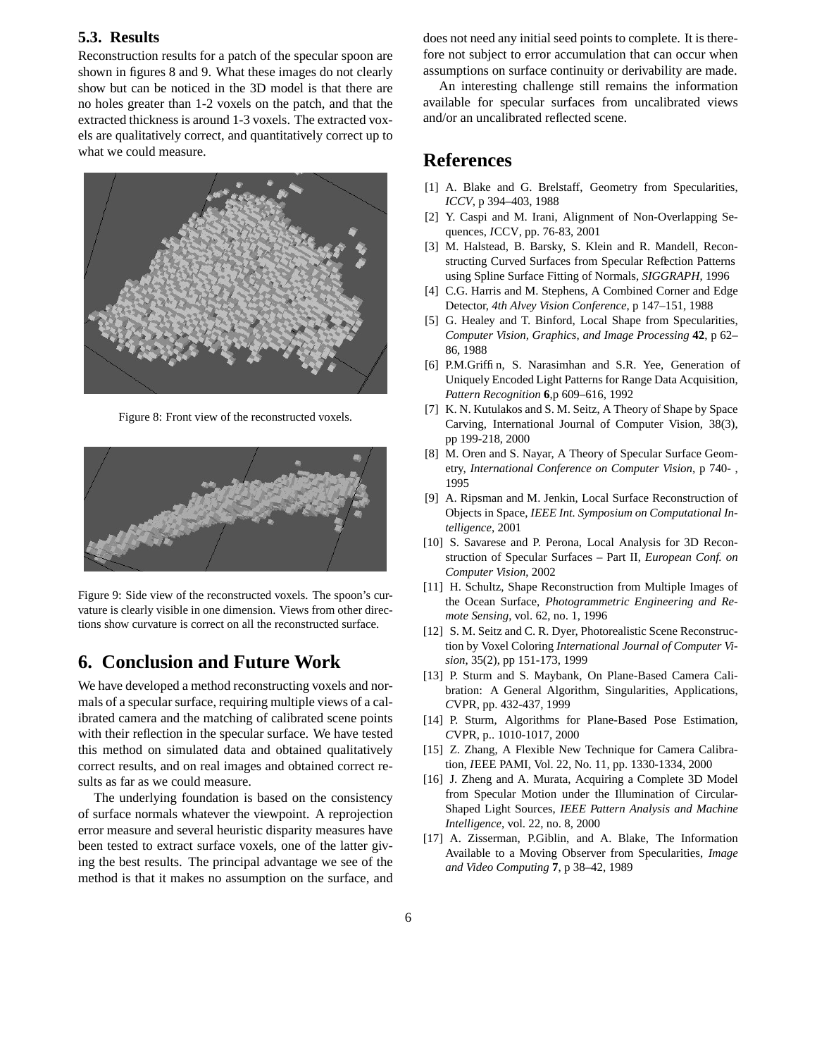### 5.3. Results

Reconstruction results for a patch of the specular spoon are shown in figures 8 and 9. What these images do not clearly show but can be noticed in the 3D model is that there are no holes greater than 1-2 voxels on the patch, and that the extracted thickness is around 1-3 voxels. The extracted voxels are qualitatively correct, and quantitatively correct up to what we could measure.

Figure 8: Front view of the reconstructed voxels.

Figure 9: Side view of the reconstructed voxels. The spoon's curvature is clearly visible in one dimension. Views from other directions show curvature is correct on all the reconstructed surface.

## 6. Conclusion and Future Work

We have developed a method reconstructing voxels and normals of a specular surface, requiring multiple views of a calibrated camera and the matching of calibrated scene points with their reflection in the specular surface. We have tested this method on simulated data and obtained qualitatively correct results, and on real images and obtained correct results as far as we could measure.

The underlying foundation is based on the consistency of surface normals whatever the viewpoint. A reprojection error measure and several heuristic disparity measures have been tested to extract surface voxels, one of the latter giving the best results. The principal advantage we see of the method is that it makes no assumption on the surface, and does not need any initial seed points to complete. It is therefore not subject to error accumulation that can occur when assumptions on surface continuity or derivability are made.

An interesting challenge still remains the information available for specular surfaces from uncalibrated views and/or an uncalibrated reflected scene.

## References

[1] A. Blake and G. Brelstaff, Geometry from Specularities, *ICCV*, p 394–403, 1988

[2] Y. Caspi and M. Irani, Alignment of Non-Overlapping Sequences, ICCV, pp. 76-83, 2001

[3] M. Halstead, B. Barsky, S. Klein and R. Mandell, Reconstructing Curved Surfaces from Specular Reflection Patterns using Spline Surface Fitting of Normals, *SIGGRAPH*, 1996

[4] C.G. Harris and M. Stephens, A Combined Corner and Edge Detector, *4th Alvey Vision Conference*, p 147–151, 1988

[5] G. Healey and T. Binford, Local Shape from Specularities, *Computer Vision, Graphics, and Image Processing* **42**, p 62–86, 1988

[6] P.M.Griffin, S. Narasimhan and S.R. Yee, Generation of Uniquely Encoded Light Patterns for Range Data Acquisition, *Pattern Recognition* **6**,p 609–616, 1992

[7] K. N. Kutulakos and S. M. Seitz, A Theory of Shape by Space Carving, International Journal of Computer Vision, 38(3), pp 199-218, 2000

[8] M. Oren and S. Nayar, A Theory of Specular Surface Geometry, *International Conference on Computer Vision*, p 740- , 1995

[9] A. Ripsman and M. Jenkin, Local Surface Reconstruction of Objects in Space, *IEEE Int. Symposium on Computational Intelligence*, 2001

[10] S. Savarese and P. Perona, Local Analysis for 3D Reconstruction of Specular Surfaces – Part II, *European Conf. on Computer Vision*, 2002

[11] H. Schultz, Shape Reconstruction from Multiple Images of the Ocean Surface, *Photogrammetric Engineering and Remote Sensing*, vol. 62, no. 1, 1996

[12] S. M. Seitz and C. R. Dyer, Photorealistic Scene Reconstruction by Voxel Coloring *International Journal of Computer Vision*, 35(2), pp 151-173, 1999

[13] P. Sturm and S. Maybank, On Plane-Based Camera Calibration: A General Algorithm, Singularities, Applications, CVPR, pp. 432-437, 1999

[14] P. Sturm, Algorithms for Plane-Based Pose Estimation, CVPR, p.. 1010-1017, 2000

[15] Z. Zhang, A Flexible New Technique for Camera Calibration, IEEE PAMI, Vol. 22, No. 11, pp. 1330-1334, 2000

[16] J. Zheng and A. Murata, Acquiring a Complete 3D Model from Specular Motion under the Illumination of Circular-Shaped Light Sources, *IEEE Pattern Analysis and Machine Intelligence*, vol. 22, no. 8, 2000

[17] A. Zisserman, P.Giblin, and A. Blake, The Information Available to a Moving Observer from Specularities, *Image and Video Computing* **7**, p 38–42, 1989